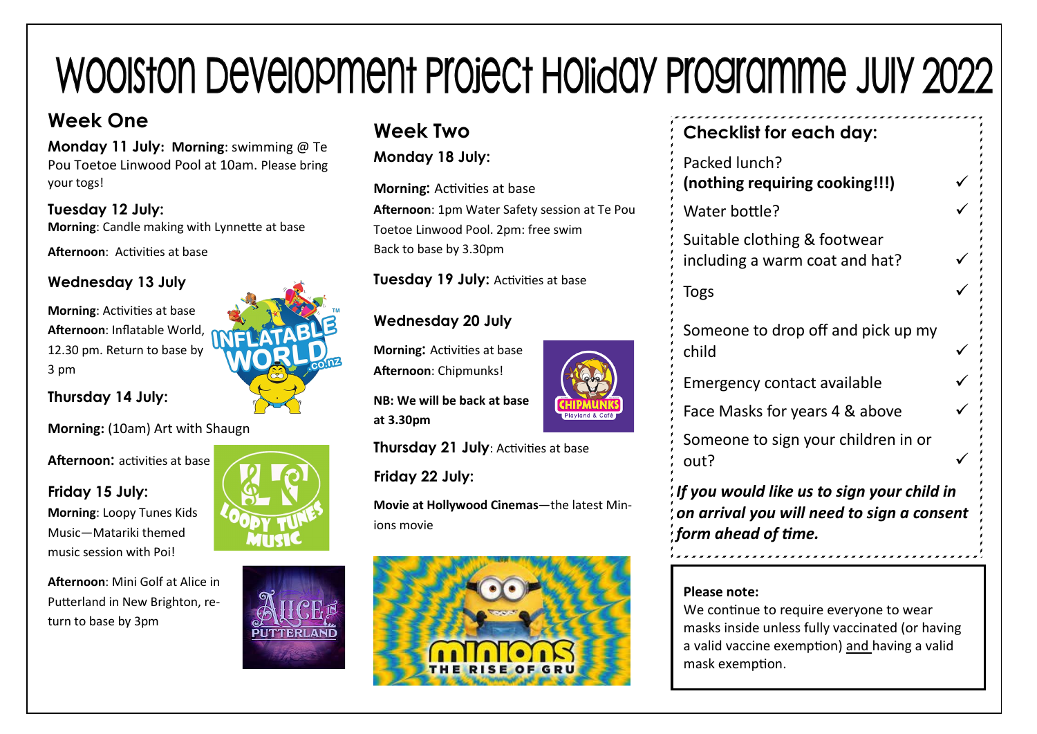# Woolston Development Project Holiday Programme July 2022

## Week One

**Monday 11 July: Morning**: swimming @ Te Pou Toetoe Linwood Pool at 10am. Please bring your togs!

**Tuesday 12 July:**
**Morning**: Candle making with Lynnette at base

**Afternoon**: Activities at base

**Wednesday 13 July**

**Morning**: Activities at base
**Afternoon**: Inflatable World, 12.30 pm. Return to base by 3 pm

**Thursday 14 July:**

**Morning:** (10am) Art with Shaugn

**Afternoon:** activities at base

**Friday 15 July:**
**Morning**: Loopy Tunes Kids Music—Matariki themed music session with Poi!

**Afternoon**: Mini Golf at Alice in Putterland in New Brighton, return to base by 3pm

## Week Two

**Monday 18 July:**

**Morning:** Activities at base
**Afternoon**: 1pm Water Safety session at Te Pou Toetoe Linwood Pool. 2pm: free swim
Back to base by 3.30pm

**Tuesday 19 July:** Activities at base

**Wednesday 20 July**

**Morning:** Activities at base
**Afternoon**: Chipmunks!

**NB: We will be back at base at 3.30pm**

**Thursday 21 July**: Activities at base

**Friday 22 July:**

**Movie at Hollywood Cinemas**—the latest Minions movie

## Checklist for each day:

- Packed lunch? **(nothing requiring cooking!!!)** ✓
- Water bottle? ✓
- Suitable clothing & footwear including a warm coat and hat? ✓
- Togs ✓
- Someone to drop off and pick up my child ✓
- Emergency contact available ✓
- Face Masks for years 4 & above ✓
- Someone to sign your children in or out? ✓

***If you would like us to sign your child in on arrival you will need to sign a consent form ahead of time.***

**Please note:**
We continue to require everyone to wear masks inside unless fully vaccinated (or having a valid vaccine exemption) and having a valid mask exemption.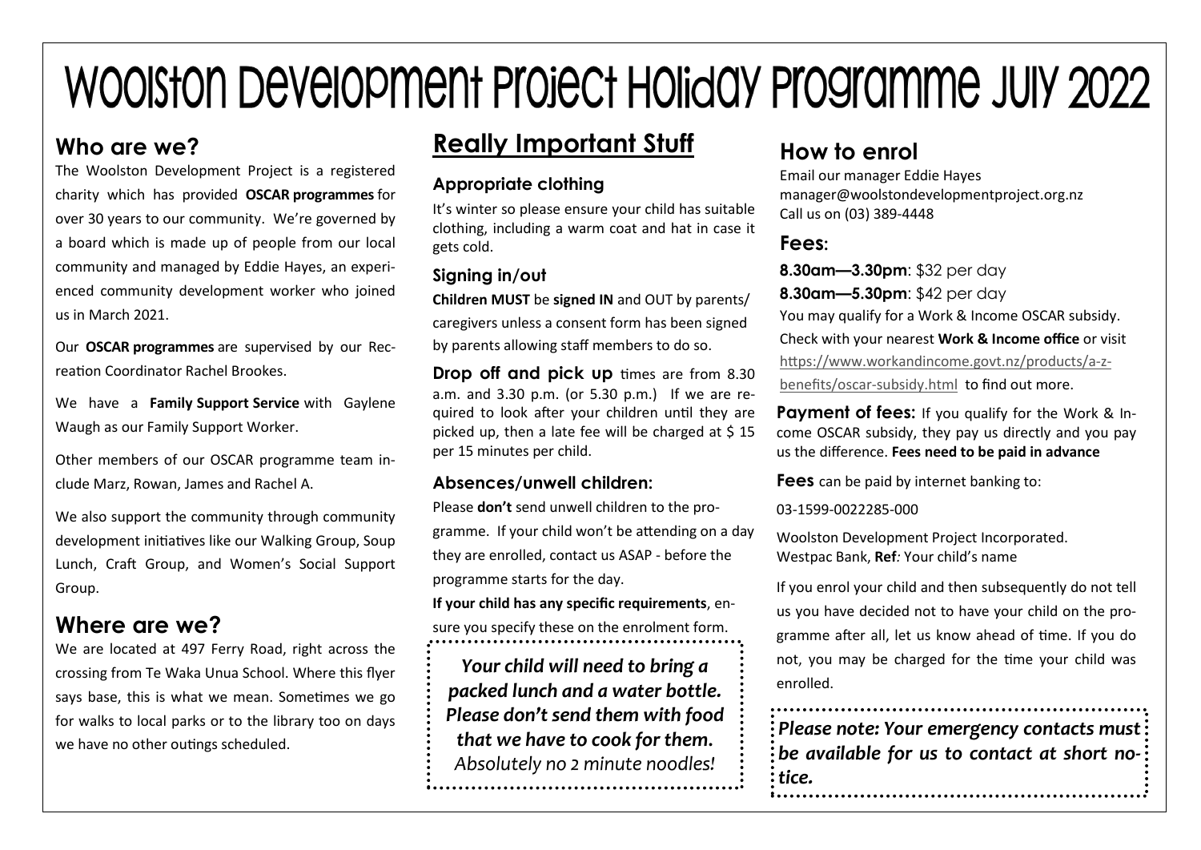# Woolston Development Project Holiday Programme July 2022

## Who are we?

The Woolston Development Project is a registered charity which has provided **OSCAR programmes** for over 30 years to our community. We're governed by a board which is made up of people from our local community and managed by Eddie Hayes, an experienced community development worker who joined us in March 2021.

Our **OSCAR programmes** are supervised by our Recreation Coordinator Rachel Brookes.

We have a **Family Support Service** with Gaylene Waugh as our Family Support Worker.

Other members of our OSCAR programme team include Marz, Rowan, James and Rachel A.

We also support the community through community development initiatives like our Walking Group, Soup Lunch, Craft Group, and Women's Social Support Group.

## Where are we?

We are located at 497 Ferry Road, right across the crossing from Te Waka Unua School. Where this flyer says base, this is what we mean. Sometimes we go for walks to local parks or to the library too on days we have no other outings scheduled.

## Really Important Stuff

### Appropriate clothing

It's winter so please ensure your child has suitable clothing, including a warm coat and hat in case it gets cold.

### Signing in/out

**Children MUST** be **signed IN** and OUT by parents/caregivers unless a consent form has been signed by parents allowing staff members to do so.

**Drop off and pick up** times are from 8.30 a.m. and 3.30 p.m. (or 5.30 p.m.) If we are required to look after your children until they are picked up, then a late fee will be charged at $ 15 per 15 minutes per child.

### Absences/unwell children:

Please **don't** send unwell children to the programme. If your child won't be attending on a day they are enrolled, contact us ASAP - before the programme starts for the day.

**If your child has any specific requirements**, ensure you specify these on the enrolment form.

*Your child will need to bring a packed lunch and a water bottle. Please don't send them with food that we have to cook for them. Absolutely no 2 minute noodles!*

## How to enrol

Email our manager Eddie Hayes
manager@woolstondevelopmentproject.org.nz
Call us on (03) 389-4448

### Fees:

**8.30am—3.30pm**: $32 per day
**8.30am—5.30pm**: $42 per day

You may qualify for a Work & Income OSCAR subsidy. Check with your nearest **Work & Income office** or visit https://www.workandincome.govt.nz/products/a-z-benefits/oscar-subsidy.html to find out more.

**Payment of fees:** If you qualify for the Work & Income OSCAR subsidy, they pay us directly and you pay us the difference. **Fees need to be paid in advance**

**Fees** can be paid by internet banking to:

03-1599-0022285-000

Woolston Development Project Incorporated.
Westpac Bank, **Ref***:* Your child's name

If you enrol your child and then subsequently do not tell us you have decided not to have your child on the programme after all, let us know ahead of time. If you do not, you may be charged for the time your child was enrolled.

***Please note: Your emergency contacts must be available for us to contact at short notice.***